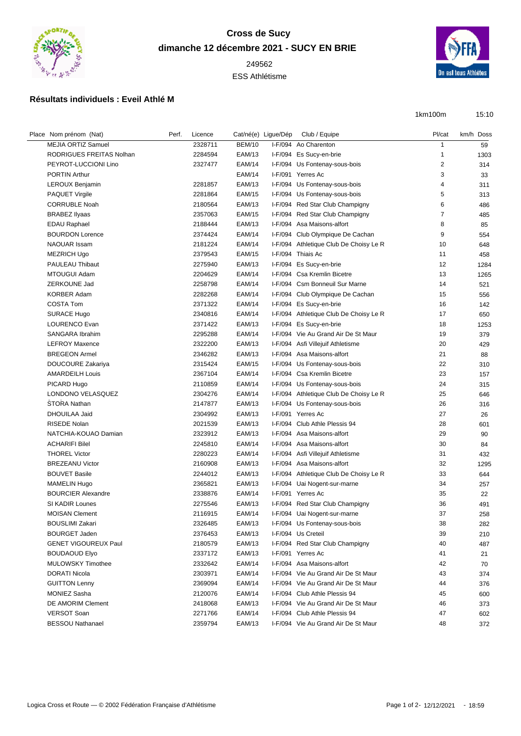# Cross de Sucy

## dimanche 12 décembre 2021 - SUCY EN BRIE

249562

ESS Athlétisme

### Résultats individuels : Eveil Athlé M

1km100m 15:10

| Place | Nom prénom (Nat) | Perf. | Licence | Cat/né(e) | Ligue/Dép | Club / Equipe | Pl/cat | km/h | Doss |
|---|---|---|---|---|---|---|---|---|---|
| | MEJIA ORTIZ Samuel | | 2328711 | BEM/10 | I-F/094 | Ao Charenton | 1 | | 59 |
| | RODRIGUES FREITAS Nolhan | | 2284594 | EAM/13 | I-F/094 | Es Sucy-en-brie | 1 | | 1303 |
| | PEYROT-LUCCIONI Lino | | 2327477 | EAM/14 | I-F/094 | Us Fontenay-sous-bois | 2 | | 314 |
| | PORTIN Arthur | | | EAM/14 | I-F/091 | Yerres Ac | 3 | | 33 |
| | LEROUX Benjamin | | 2281857 | EAM/13 | I-F/094 | Us Fontenay-sous-bois | 4 | | 311 |
| | PAQUET Virgile | | 2281864 | EAM/15 | I-F/094 | Us Fontenay-sous-bois | 5 | | 313 |
| | CORRUBLE Noah | | 2180564 | EAM/13 | I-F/094 | Red Star Club Champigny | 6 | | 486 |
| | BRABEZ Ilyaas | | 2357063 | EAM/15 | I-F/094 | Red Star Club Champigny | 7 | | 485 |
| | EDAU Raphael | | 2188444 | EAM/13 | I-F/094 | Asa Maisons-alfort | 8 | | 85 |
| | BOURDON Lorence | | 2374424 | EAM/14 | I-F/094 | Club Olympique De Cachan | 9 | | 554 |
| | NAOUAR Issam | | 2181224 | EAM/14 | I-F/094 | Athletique Club De Choisy Le R | 10 | | 648 |
| | MEZRICH Ugo | | 2379543 | EAM/15 | I-F/094 | Thiais Ac | 11 | | 458 |
| | PAULEAU Thibaut | | 2275940 | EAM/13 | I-F/094 | Es Sucy-en-brie | 12 | | 1284 |
| | MTOUGUI Adam | | 2204629 | EAM/14 | I-F/094 | Csa Kremlin Bicetre | 13 | | 1265 |
| | ZERKOUNE Jad | | 2258798 | EAM/14 | I-F/094 | Csm Bonneuil Sur Marne | 14 | | 521 |
| | KORBER Adam | | 2282268 | EAM/14 | I-F/094 | Club Olympique De Cachan | 15 | | 556 |
| | COSTA Tom | | 2371322 | EAM/14 | I-F/094 | Es Sucy-en-brie | 16 | | 142 |
| | SURACE Hugo | | 2340816 | EAM/14 | I-F/094 | Athletique Club De Choisy Le R | 17 | | 650 |
| | LOURENCO Evan | | 2371422 | EAM/13 | I-F/094 | Es Sucy-en-brie | 18 | | 1253 |
| | SANGARA Ibrahim | | 2295288 | EAM/14 | I-F/094 | Vie Au Grand Air De St Maur | 19 | | 379 |
| | LEFROY Maxence | | 2322200 | EAM/13 | I-F/094 | Asfi Villejuif Athletisme | 20 | | 429 |
| | BREGEON Armel | | 2346282 | EAM/13 | I-F/094 | Asa Maisons-alfort | 21 | | 88 |
| | DOUCOURE Zakariya | | 2315424 | EAM/15 | I-F/094 | Us Fontenay-sous-bois | 22 | | 310 |
| | AMARDEILH Louis | | 2367104 | EAM/14 | I-F/094 | Csa Kremlin Bicetre | 23 | | 157 |
| | PICARD Hugo | | 2110859 | EAM/14 | I-F/094 | Us Fontenay-sous-bois | 24 | | 315 |
| | LONDONO VELASQUEZ | | 2304276 | EAM/14 | I-F/094 | Athletique Club De Choisy Le R | 25 | | 646 |
| | ŠTOŘA Nathan | | 2147877 | EAM/13 | I-F/094 | Us Fontenay-sous-bois | 26 | | 316 |
| | DHOUILAA Jaid | | 2304992 | EAM/13 | I-F/091 | Yerres Ac | 27 | | 26 |
| | RISEDE Nolan | | 2021539 | EAM/13 | I-F/094 | Club Athle Plessis 94 | 28 | | 601 |
| | NATCHIA-KOUAO Damian | | 2323912 | EAM/13 | I-F/094 | Asa Maisons-alfort | 29 | | 90 |
| | ACHARIFI Bilel | | 2245810 | EAM/14 | I-F/094 | Asa Maisons-alfort | 30 | | 84 |
| | THOREL Victor | | 2280223 | EAM/14 | I-F/094 | Asfi Villejuif Athletisme | 31 | | 432 |
| | BREZEANU Victor | | 2160908 | EAM/13 | I-F/094 | Asa Maisons-alfort | 32 | | 1295 |
| | BOUVET Basile | | 2244012 | EAM/13 | I-F/094 | Athletique Club De Choisy Le R | 33 | | 644 |
| | MAMELIN Hugo | | 2365821 | EAM/13 | I-F/094 | Uai Nogent-sur-marne | 34 | | 257 |
| | BOURCIER Alexandre | | 2338876 | EAM/14 | I-F/091 | Yerres Ac | 35 | | 22 |
| | SI KADIR Lounes | | 2275546 | EAM/13 | I-F/094 | Red Star Club Champigny | 36 | | 491 |
| | MOISAN Clement | | 2116915 | EAM/14 | I-F/094 | Uai Nogent-sur-marne | 37 | | 258 |
| | BOUSLIMI Zakari | | 2326485 | EAM/13 | I-F/094 | Us Fontenay-sous-bois | 38 | | 282 |
| | BOURGET Jaden | | 2376453 | EAM/13 | I-F/094 | Us Creteil | 39 | | 210 |
| | GENET VIGOUREUX Paul | | 2180579 | EAM/13 | I-F/094 | Red Star Club Champigny | 40 | | 487 |
| | BOUDAOUD Elyo | | 2337172 | EAM/13 | I-F/091 | Yerres Ac | 41 | | 21 |
| | MULOWSKY Timothee | | 2332642 | EAM/14 | I-F/094 | Asa Maisons-alfort | 42 | | 70 |
| | DORATI Nicola | | 2303971 | EAM/14 | I-F/094 | Vie Au Grand Air De St Maur | 43 | | 374 |
| | GUITTON Lenny | | 2369094 | EAM/14 | I-F/094 | Vie Au Grand Air De St Maur | 44 | | 376 |
| | MONIEZ Sasha | | 2120076 | EAM/14 | I-F/094 | Club Athle Plessis 94 | 45 | | 600 |
| | DE AMORIM Clement | | 2418068 | EAM/13 | I-F/094 | Vie Au Grand Air De St Maur | 46 | | 373 |
| | VERSOT Soan | | 2271766 | EAM/14 | I-F/094 | Club Athle Plessis 94 | 47 | | 602 |
| | BESSOU Nathanael | | 2359794 | EAM/13 | I-F/094 | Vie Au Grand Air De St Maur | 48 | | 372 |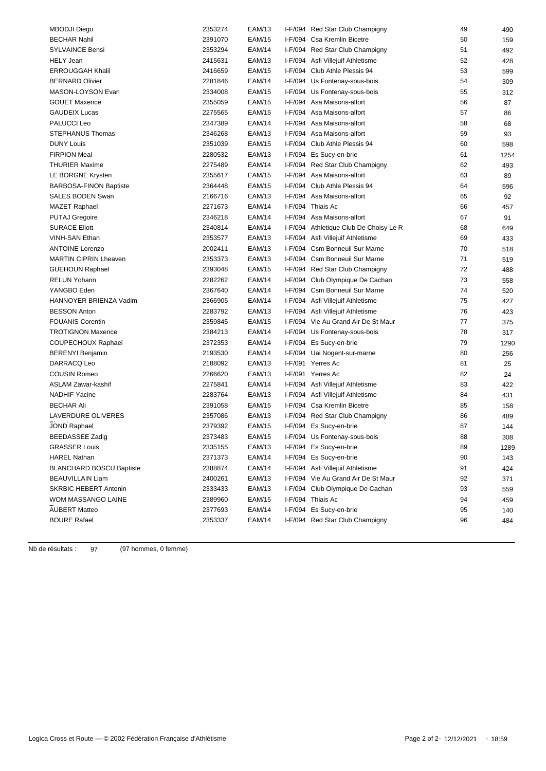| | | | | | | |
|---|---|---|---|---|---|---|
| MBODJI Diego | 2353274 | EAM/13 | I-F/094 | Red Star Club Champigny | 49 | 490 |
| BECHAR Nahil | 2391070 | EAM/15 | I-F/094 | Csa Kremlin Bicetre | 50 | 159 |
| SYLVAINCE Bensi | 2353294 | EAM/14 | I-F/094 | Red Star Club Champigny | 51 | 492 |
| HELY Jean | 2415631 | EAM/13 | I-F/094 | Asfi Villejuif Athletisme | 52 | 428 |
| ERROUGGAH Khalil | 2416659 | EAM/15 | I-F/094 | Club Athle Plessis 94 | 53 | 599 |
| BERNARD Olivier | 2281846 | EAM/14 | I-F/094 | Us Fontenay-sous-bois | 54 | 309 |
| MASON-LOYSON Evan | 2334008 | EAM/15 | I-F/094 | Us Fontenay-sous-bois | 55 | 312 |
| GOUET Maxence | 2355059 | EAM/15 | I-F/094 | Asa Maisons-alfort | 56 | 87 |
| GAUDEIX Lucas | 2275565 | EAM/15 | I-F/094 | Asa Maisons-alfort | 57 | 86 |
| PALUCCI Leo | 2347389 | EAM/14 | I-F/094 | Asa Maisons-alfort | 58 | 68 |
| STEPHANUS Thomas | 2346268 | EAM/13 | I-F/094 | Asa Maisons-alfort | 59 | 93 |
| DUNY Louis | 2351039 | EAM/15 | I-F/094 | Club Athle Plessis 94 | 60 | 598 |
| FIRPION Meal | 2280532 | EAM/13 | I-F/094 | Es Sucy-en-brie | 61 | 1254 |
| THURIER Maxime | 2275489 | EAM/14 | I-F/094 | Red Star Club Champigny | 62 | 493 |
| LE BORGNE Krysten | 2355617 | EAM/15 | I-F/094 | Asa Maisons-alfort | 63 | 89 |
| BARBOSA-FINON Baptiste | 2364448 | EAM/15 | I-F/094 | Club Athle Plessis 94 | 64 | 596 |
| SALES BODEN Swan | 2166716 | EAM/13 | I-F/094 | Asa Maisons-alfort | 65 | 92 |
| MAZET Raphael | 2271673 | EAM/14 | I-F/094 | Thiais Ac | 66 | 457 |
| PUTAJ Gregoire | 2346218 | EAM/14 | I-F/094 | Asa Maisons-alfort | 67 | 91 |
| SURACE Eliott | 2340814 | EAM/14 | I-F/094 | Athletique Club De Choisy Le R | 68 | 649 |
| VINH-SAN Ethan | 2353577 | EAM/13 | I-F/094 | Asfi Villejuif Athletisme | 69 | 433 |
| ANTOINE Lorenzo | 2002411 | EAM/13 | I-F/094 | Csm Bonneuil Sur Marne | 70 | 518 |
| MARTIN CIPRIN Lheaven | 2353373 | EAM/13 | I-F/094 | Csm Bonneuil Sur Marne | 71 | 519 |
| GUEHOUN Raphael | 2393048 | EAM/15 | I-F/094 | Red Star Club Champigny | 72 | 488 |
| RELUN Yohann | 2282262 | EAM/14 | I-F/094 | Club Olympique De Cachan | 73 | 558 |
| YANGBO Eden | 2367640 | EAM/14 | I-F/094 | Csm Bonneuil Sur Marne | 74 | 520 |
| HANNOYER BRIENZA Vadim | 2366905 | EAM/14 | I-F/094 | Asfi Villejuif Athletisme | 75 | 427 |
| BESSON Anton | 2283792 | EAM/13 | I-F/094 | Asfi Villejuif Athletisme | 76 | 423 |
| FOUANIS Corentin | 2359845 | EAM/15 | I-F/094 | Vie Au Grand Air De St Maur | 77 | 375 |
| TROTIGNON Maxence | 2384213 | EAM/14 | I-F/094 | Us Fontenay-sous-bois | 78 | 317 |
| COUPECHOUX Raphael | 2372353 | EAM/14 | I-F/094 | Es Sucy-en-brie | 79 | 1290 |
| BERENYI Benjamin | 2193530 | EAM/14 | I-F/094 | Uai Nogent-sur-marne | 80 | 256 |
| DARRACQ Leo | 2188092 | EAM/13 | I-F/091 | Yerres Ac | 81 | 25 |
| COUSIN Romeo | 2266620 | EAM/13 | I-F/091 | Yerres Ac | 82 | 24 |
| ASLAM Zawar-kashif | 2275841 | EAM/14 | I-F/094 | Asfi Villejuif Athletisme | 83 | 422 |
| NADHIF Yacine | 2283764 | EAM/13 | I-F/094 | Asfi Villejuif Athletisme | 84 | 431 |
| BECHAR Ali | 2391058 | EAM/15 | I-F/094 | Csa Kremlin Bicetre | 85 | 158 |
| LAVERDURE OLIVERES | 2357086 | EAM/13 | I-F/094 | Red Star Club Champigny | 86 | 489 |
| JOND Raphael | 2379392 | EAM/15 | I-F/094 | Es Sucy-en-brie | 87 | 144 |
| BEEDASSEE Zadig | 2373483 | EAM/15 | I-F/094 | Us Fontenay-sous-bois | 88 | 308 |
| GRASSER Louis | 2335155 | EAM/13 | I-F/094 | Es Sucy-en-brie | 89 | 1289 |
| HAREL Nathan | 2371373 | EAM/14 | I-F/094 | Es Sucy-en-brie | 90 | 143 |
| BLANCHARD BOSCU Baptiste | 2388874 | EAM/14 | I-F/094 | Asfi Villejuif Athletisme | 91 | 424 |
| BEAUVILLAIN Liam | 2400261 | EAM/13 | I-F/094 | Vie Au Grand Air De St Maur | 92 | 371 |
| SKRBIC HEBERT Antonin | 2333433 | EAM/13 | I-F/094 | Club Olympique De Cachan | 93 | 559 |
| WOM MASSANGO LAINE | 2389960 | EAM/15 | I-F/094 | Thiais Ac | 94 | 459 |
| AUBERT Matteo | 2377693 | EAM/14 | I-F/094 | Es Sucy-en-brie | 95 | 140 |
| BOURE Rafael | 2353337 | EAM/14 | I-F/094 | Red Star Club Champigny | 96 | 484 |

Nb de résultats : 97 (97 hommes, 0 femme)